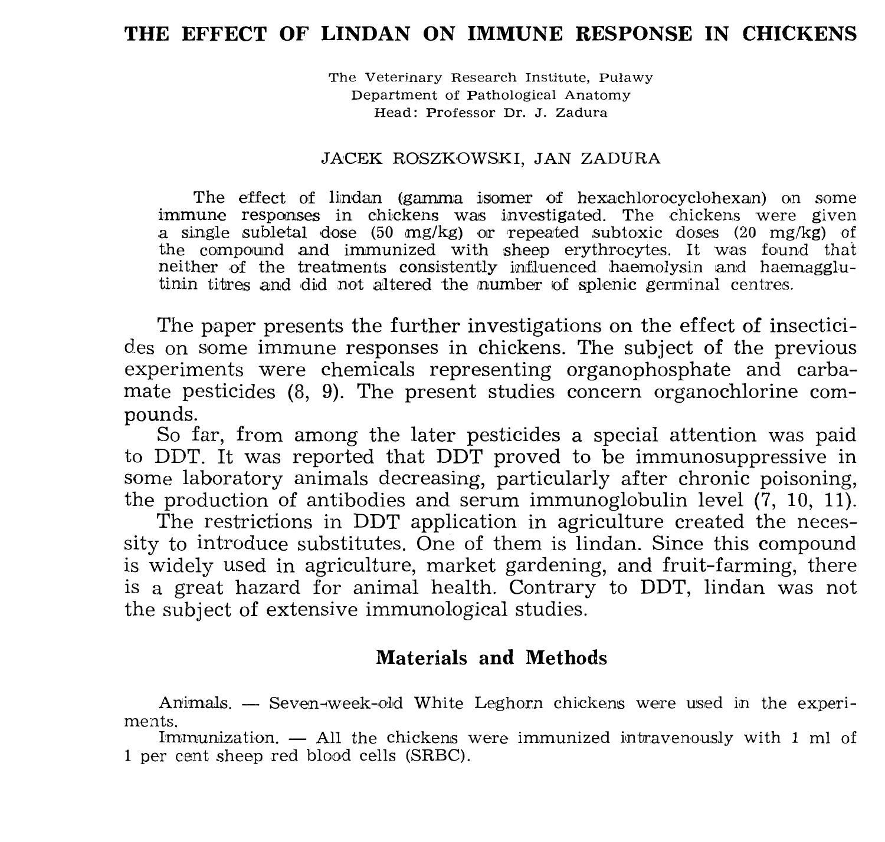# THE EFFECT OF LINDAN ON IMMUNE RESPONSE IN CHICKENS

The Veterinary Research Institute, Puławy
Department of Pathological Anatomy
Head: Professor Dr. J. Zadura

JACEK ROSZKOWSKI, JAN ZADURA

The effect of lindan (gamma isomer of hexachlorocyclohexan) on some immune responses in chickens was investigated. The chickens were given a single subletal dose (50 mg/kg) or repeated subtoxic doses (20 mg/kg) of the compound and immunized with sheep erythrocytes. It was found that neither of the treatments consistently influenced haemolysin and haemagglutinin titres and did not altered the number of splenic germinal centres.

The paper presents the further investigations on the effect of insecticides on some immune responses in chickens. The subject of the previous experiments were chemicals representing organophosphate and carbamate pesticides (8, 9). The present studies concern organochlorine compounds.

So far, from among the later pesticides a special attention was paid to DDT. It was reported that DDT proved to be immunosuppressive in some laboratory animals decreasing, particularly after chronic poisoning, the production of antibodies and serum immunoglobulin level (7, 10, 11).

The restrictions in DDT application in agriculture created the necessity to introduce substitutes. One of them is lindan. Since this compound is widely used in agriculture, market gardening, and fruit-farming, there is a great hazard for animal health. Contrary to DDT, lindan was not the subject of extensive immunological studies.

## Materials and Methods

Animals. — Seven-week-old White Leghorn chickens were used in the experiments.

Immunization. — All the chickens were immunized intravenously with 1 ml of 1 per cent sheep red blood cells (SRBC).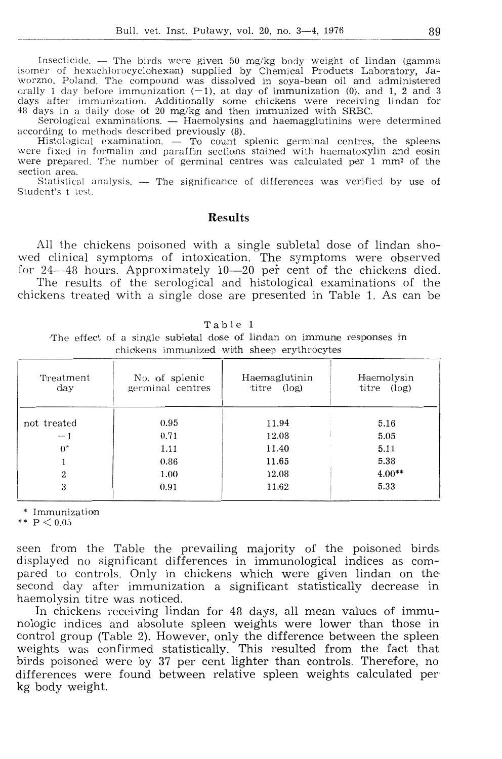Insecticide. — The birds were given 50 mg/kg body weight of lindan (gamma isomer of hexachlorocyclohexan) supplied by Chemical Products Laboratory, Jaworzno, Poland. The compound was dissolved in soya-bean oil and administered orally 1 day before immunization (−1), at day of immunization (0), and 1, 2 and 3 days after immunization. Additionally some chickens were receiving lindan for 48 days in a daily dose of 20 mg/kg and then immunized with SRBC.

Serological examinations. — Haemolysins and haemagglutinins were determined according to methods described previously (8).

Histological examination. — To count splenic germinal centres, the spleens were fixed in formalin and paraffin sections stained with haematoxylin and eosin were prepared. The number of germinal centres was calculated per 1 mm² of the section area.

Statistical analysis. — The significance of differences was verified by use of Student's t test.

## Results

All the chickens poisoned with a single subletal dose of lindan showed clinical symptoms of intoxication. The symptoms were observed for 24—48 hours. Approximately 10—20 per cent of the chickens died.

The results of the serological and histological examinations of the chickens treated with a single dose are presented in Table 1. As can be

Table 1

The effect of a single subletal dose of lindan on immune responses in chickens immunized with sheep erythrocytes

| Treatment day | No. of splenic germinal centres | Haemaglutinin titre (log) | Haemolysin titre (log) |
|---|---|---|---|
| not treated | 0.95 | 11.94 | 5.16 |
| −1 | 0.71 | 12.08 | 5.05 |
| 0* | 1.11 | 11.40 | 5.11 |
| 1 | 0.86 | 11.65 | 5.38 |
| 2 | 1.00 | 12.08 | 4.00** |
| 3 | 0.91 | 11.62 | 5.33 |

\* Immunization

\*\* $P < 0.05$

seen from the Table the prevailing majority of the poisoned birds displayed no significant differences in immunological indices as compared to controls. Only in chickens which were given lindan on the second day after immunization a significant statistically decrease in haemolysin titre was noticed.

In chickens receiving lindan for 48 days, all mean values of immunologic indices and absolute spleen weights were lower than those in control group (Table 2). However, only the difference between the spleen weights was confirmed statistically. This resulted from the fact that birds poisoned were by 37 per cent lighter than controls. Therefore, no differences were found between relative spleen weights calculated per kg body weight.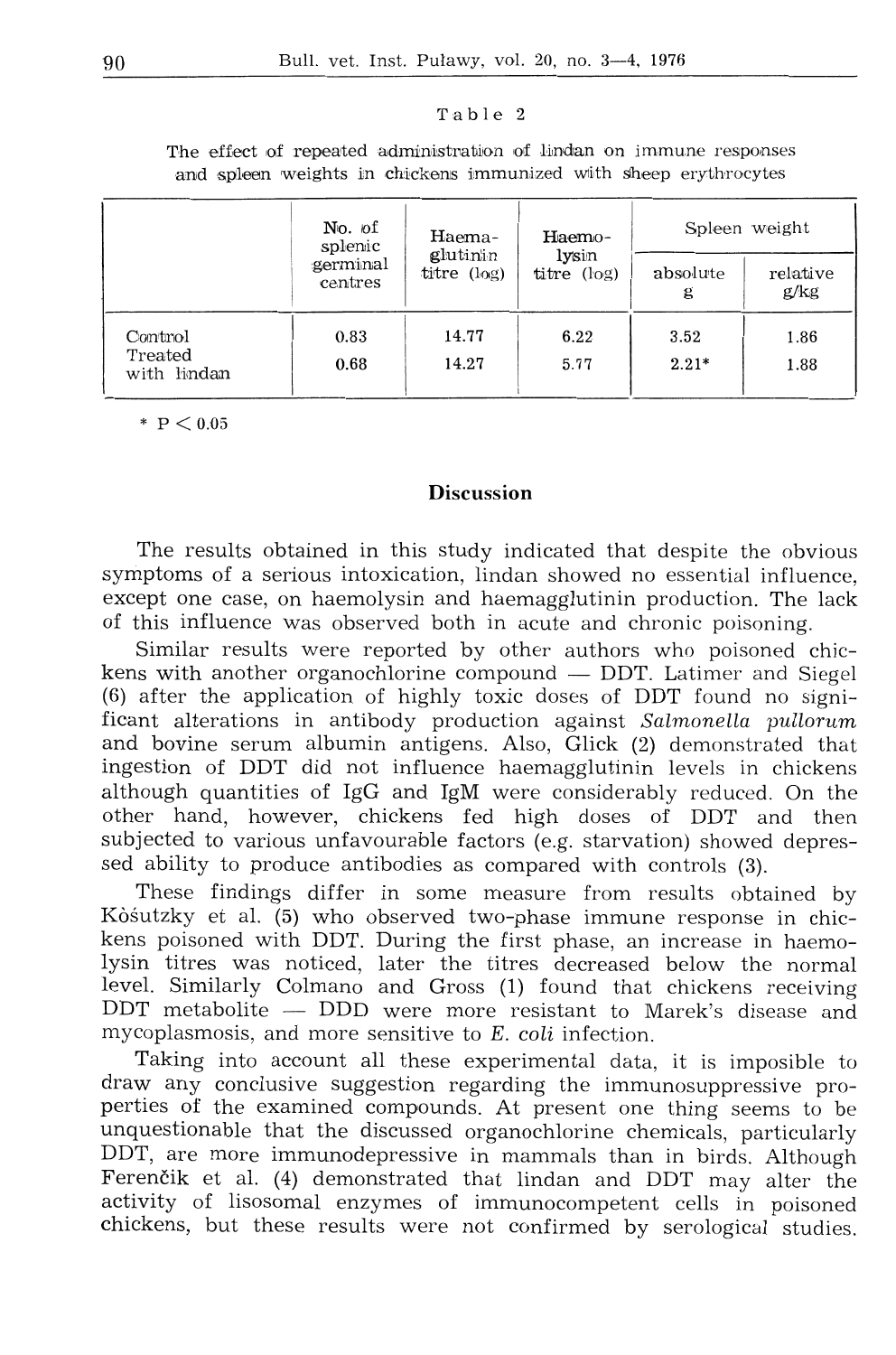Table 2

The effect of repeated administration of lindan on immune responses and spleen weights in chickens immunized with sheep erythrocytes

| | No. of splenic germinal centres | Haema-glutinin titre (log) | Haemo-lysin titre (log) | Spleen weight | |
|---|---|---|---|---|---|
| | | | | absolute g | relative g/kg |
| Control | 0.83 | 14.77 | 6.22 | 3.52 | 1.86 |
| Treated with lindan | 0.68 | 14.27 | 5.77 | 2.21* | 1.88 |

* $P < 0.05$

## Discussion

The results obtained in this study indicated that despite the obvious symptoms of a serious intoxication, lindan showed no essential influence, except one case, on haemolysin and haemagglutinin production. The lack of this influence was observed both in acute and chronic poisoning.

Similar results were reported by other authors who poisoned chickens with another organochlorine compound — DDT. Latimer and Siegel (6) after the application of highly toxic doses of DDT found no significant alterations in antibody production against *Salmonella pullorum* and bovine serum albumin antigens. Also, Glick (2) demonstrated that ingestion of DDT did not influence haemagglutinin levels in chickens although quantities of IgG and IgM were considerably reduced. On the other hand, however, chickens fed high doses of DDT and then subjected to various unfavourable factors (e.g. starvation) showed depressed ability to produce antibodies as compared with controls (3).

These findings differ in some measure from results obtained by Kòšutzky et al. (5) who observed two-phase immune response in chickens poisoned with DDT. During the first phase, an increase in haemolysin titres was noticed, later the titres decreased below the normal level. Similarly Colmano and Gross (1) found that chickens receiving DDT metabolite — DDD were more resistant to Marek's disease and mycoplasmosis, and more sensitive to *E. coli* infection.

Taking into account all these experimental data, it is imposible to draw any conclusive suggestion regarding the immunosuppressive properties of the examined compounds. At present one thing seems to be unquestionable that the discussed organochlorine chemicals, particularly DDT, are more immunodepressive in mammals than in birds. Although Ferenčik et al. (4) demonstrated that lindan and DDT may alter the activity of lisosomal enzymes of immunocompetent cells in poisoned chickens, but these results were not confirmed by serological studies.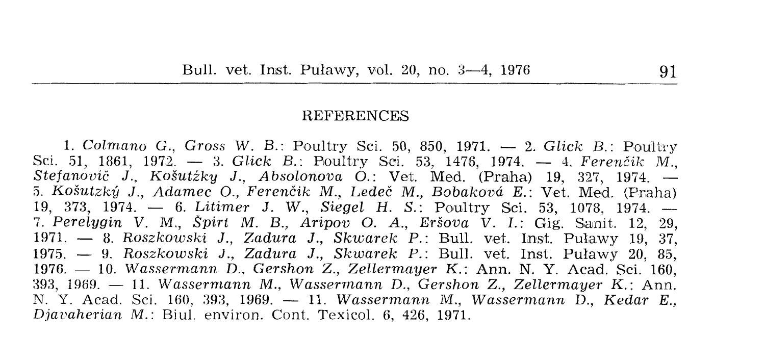## REFERENCES

1. *Colmano G., Gross W. B.*: Poultry Sci. 50, 850, 1971. — 2. *Glick B.*: Poultry Sci. 51, 1861, 1972. — 3. *Glick B.*: Poultry Sci. 53, 1476, 1974. — 4. *Ferenčik M., Stefanovič J., Košutżky J., Absolonova O.*: Vet. Med. (Praha) 19, 327, 1974. — 5. *Košutzký J., Adamec O., Ferenčik M., Ledeč M., Bobaková E.*: Vet. Med. (Praha) 19, 373, 1974. — 6. *Litimer J. W., Siegel H. S.*: Poultry Sci. 53, 1078, 1974. — 7. *Perelygin V. M., Špirt M. B., Aripov O. A., Eršova V. I.*: Gig. Sanit. 12, 29, 1971. — 8. *Roszkowski J., Zadura J., Skwarek P.*: Bull. vet. Inst. Puławy 19, 37, 1975. — 9. *Roszkowski J., Zadura J., Skwarek P.*: Bull. vet. Inst. Puławy 20, 85, 1976. — 10. *Wassermann D., Gershon Z., Zellermayer K.*: Ann. N. Y. Acad. Sci. 160, 393, 1969. — 11. *Wassermann M., Wassermann D., Gershon Z., Zellermayer K.*: Ann. N. Y. Acad. Sci. 160, 393, 1969. — 11. *Wassermann M., Wassermann D., Kedar E., Djavaherian M.*: Biul. environ. Cont. Texicol. 6, 426, 1971.